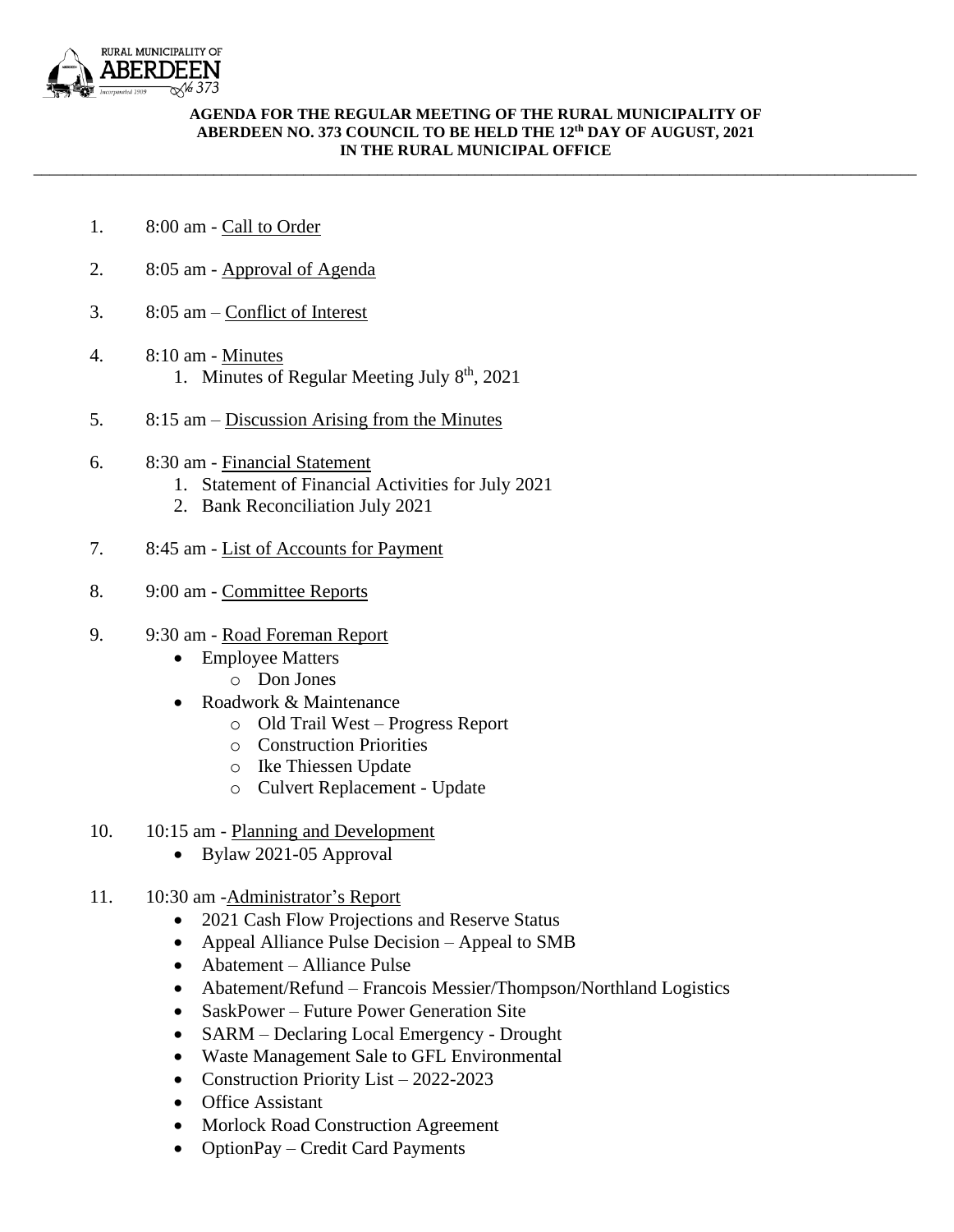RURAL MUNICIPALITY OF ABERDEEN No 373 Incorporated 1909

**AGENDA FOR THE REGULAR MEETING OF THE RURAL MUNICIPALITY OF ABERDEEN NO. 373 COUNCIL TO BE HELD THE 12th DAY OF AUGUST, 2021 IN THE RURAL MUNICIPAL OFFICE**

---

1. 8:00 am - Call to Order

2. 8:05 am - Approval of Agenda

3. 8:05 am – Conflict of Interest

4. 8:10 am - Minutes
    1. Minutes of Regular Meeting July 8th, 2021

5. 8:15 am – Discussion Arising from the Minutes

6. 8:30 am - Financial Statement
    1. Statement of Financial Activities for July 2021
    2. Bank Reconciliation July 2021

7. 8:45 am - List of Accounts for Payment

8. 9:00 am - Committee Reports

9. 9:30 am - Road Foreman Report
    - Employee Matters
        - Don Jones
    - Roadwork & Maintenance
        - Old Trail West – Progress Report
        - Construction Priorities
        - Ike Thiessen Update
        - Culvert Replacement - Update

10. 10:15 am - Planning and Development
    - Bylaw 2021-05 Approval

11. 10:30 am -Administrator's Report
    - 2021 Cash Flow Projections and Reserve Status
    - Appeal Alliance Pulse Decision – Appeal to SMB
    - Abatement – Alliance Pulse
    - Abatement/Refund – Francois Messier/Thompson/Northland Logistics
    - SaskPower – Future Power Generation Site
    - SARM – Declaring Local Emergency - Drought
    - Waste Management Sale to GFL Environmental
    - Construction Priority List – 2022-2023
    - Office Assistant
    - Morlock Road Construction Agreement
    - OptionPay – Credit Card Payments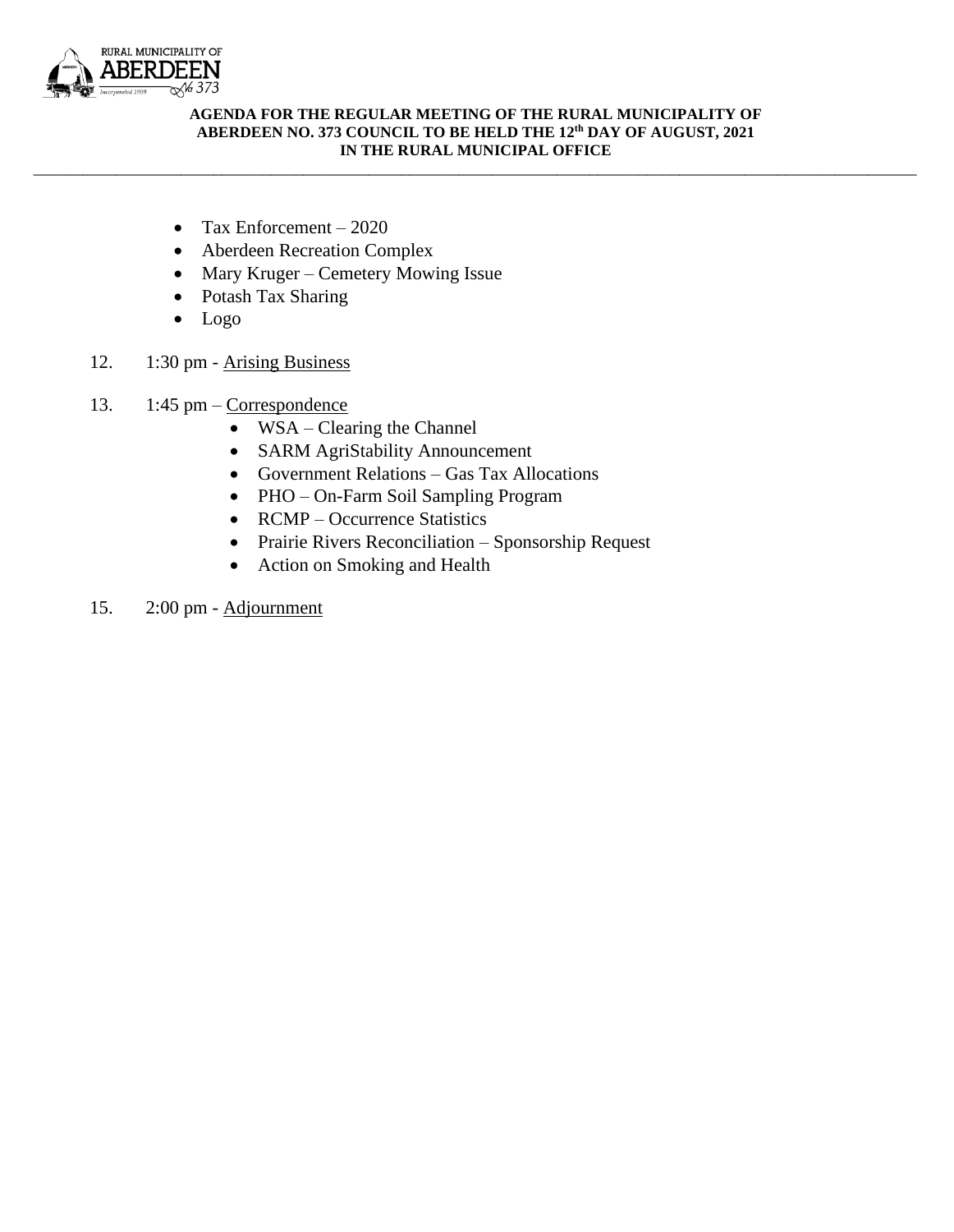**AGENDA FOR THE REGULAR MEETING OF THE RURAL MUNICIPALITY OF ABERDEEN NO. 373 COUNCIL TO BE HELD THE 12th DAY OF AUGUST, 2021 IN THE RURAL MUNICIPAL OFFICE**

- Tax Enforcement – 2020
- Aberdeen Recreation Complex
- Mary Kruger – Cemetery Mowing Issue
- Potash Tax Sharing
- Logo

12. 1:30 pm - Arising Business

13. 1:45 pm – Correspondence
    - WSA – Clearing the Channel
    - SARM AgriStability Announcement
    - Government Relations – Gas Tax Allocations
    - PHO – On-Farm Soil Sampling Program
    - RCMP – Occurrence Statistics
    - Prairie Rivers Reconciliation – Sponsorship Request
    - Action on Smoking and Health

15. 2:00 pm - Adjournment